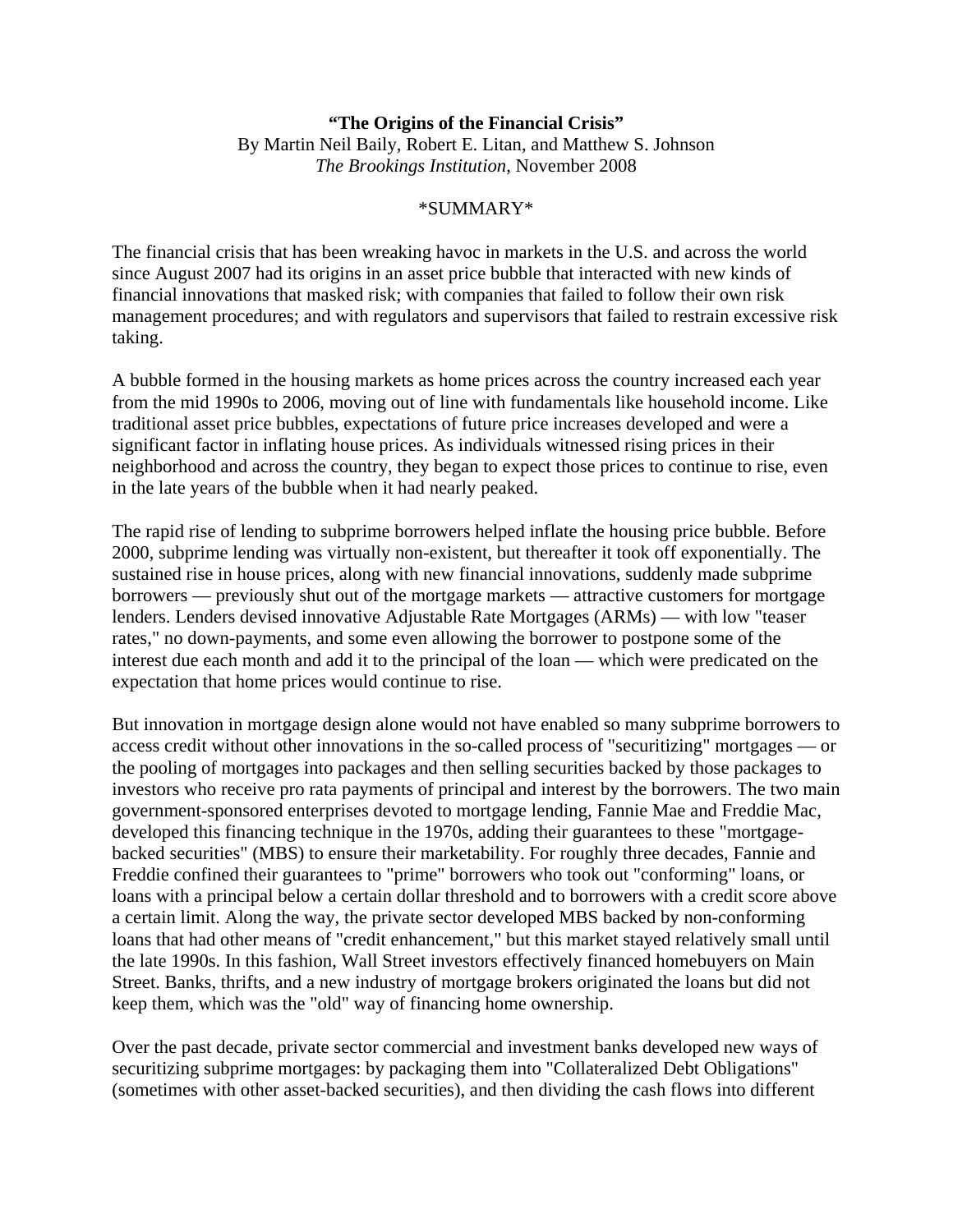**"The Origins of the Financial Crisis"**
By Martin Neil Baily, Robert E. Litan, and Matthew S. Johnson
*The Brookings Institution*, November 2008

*SUMMARY*

The financial crisis that has been wreaking havoc in markets in the U.S. and across the world since August 2007 had its origins in an asset price bubble that interacted with new kinds of financial innovations that masked risk; with companies that failed to follow their own risk management procedures; and with regulators and supervisors that failed to restrain excessive risk taking.

A bubble formed in the housing markets as home prices across the country increased each year from the mid 1990s to 2006, moving out of line with fundamentals like household income. Like traditional asset price bubbles, expectations of future price increases developed and were a significant factor in inflating house prices. As individuals witnessed rising prices in their neighborhood and across the country, they began to expect those prices to continue to rise, even in the late years of the bubble when it had nearly peaked.

The rapid rise of lending to subprime borrowers helped inflate the housing price bubble. Before 2000, subprime lending was virtually non-existent, but thereafter it took off exponentially. The sustained rise in house prices, along with new financial innovations, suddenly made subprime borrowers — previously shut out of the mortgage markets — attractive customers for mortgage lenders. Lenders devised innovative Adjustable Rate Mortgages (ARMs) — with low "teaser rates," no down-payments, and some even allowing the borrower to postpone some of the interest due each month and add it to the principal of the loan — which were predicated on the expectation that home prices would continue to rise.

But innovation in mortgage design alone would not have enabled so many subprime borrowers to access credit without other innovations in the so-called process of "securitizing" mortgages — or the pooling of mortgages into packages and then selling securities backed by those packages to investors who receive pro rata payments of principal and interest by the borrowers. The two main government-sponsored enterprises devoted to mortgage lending, Fannie Mae and Freddie Mac, developed this financing technique in the 1970s, adding their guarantees to these "mortgage-backed securities" (MBS) to ensure their marketability. For roughly three decades, Fannie and Freddie confined their guarantees to "prime" borrowers who took out "conforming" loans, or loans with a principal below a certain dollar threshold and to borrowers with a credit score above a certain limit. Along the way, the private sector developed MBS backed by non-conforming loans that had other means of "credit enhancement," but this market stayed relatively small until the late 1990s. In this fashion, Wall Street investors effectively financed homebuyers on Main Street. Banks, thrifts, and a new industry of mortgage brokers originated the loans but did not keep them, which was the "old" way of financing home ownership.

Over the past decade, private sector commercial and investment banks developed new ways of securitizing subprime mortgages: by packaging them into "Collateralized Debt Obligations" (sometimes with other asset-backed securities), and then dividing the cash flows into different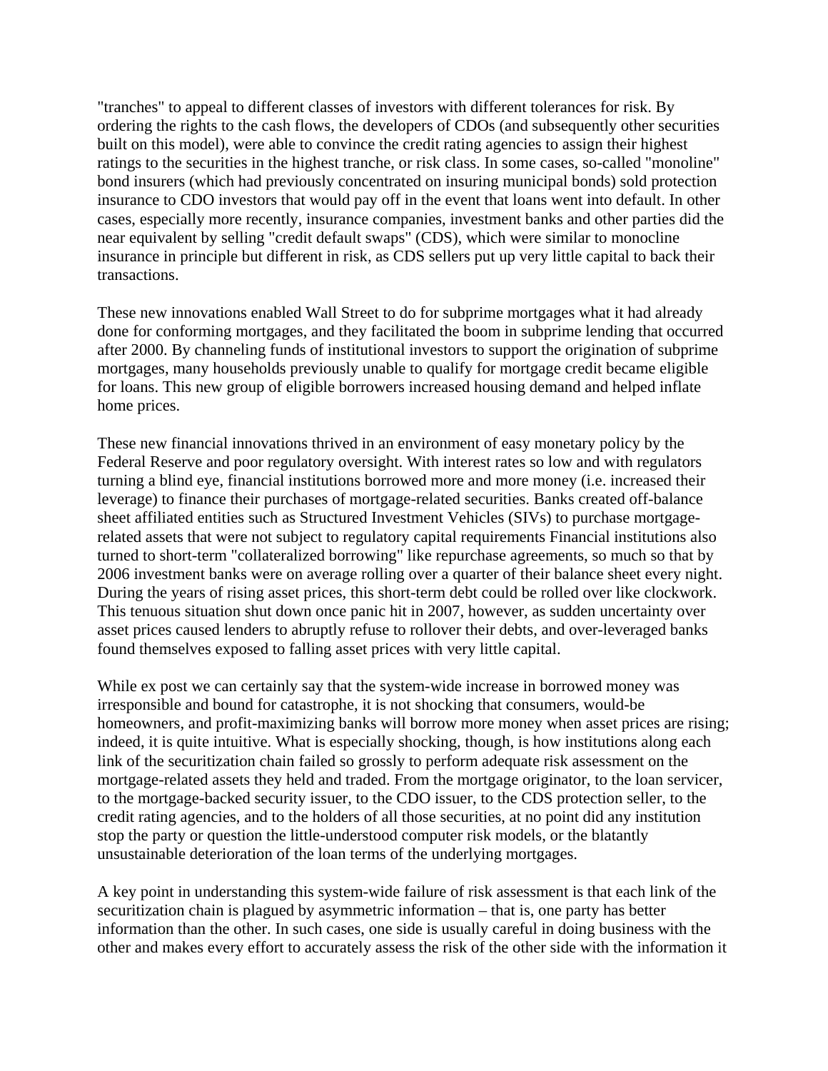"tranches" to appeal to different classes of investors with different tolerances for risk. By ordering the rights to the cash flows, the developers of CDOs (and subsequently other securities built on this model), were able to convince the credit rating agencies to assign their highest ratings to the securities in the highest tranche, or risk class. In some cases, so-called "monoline" bond insurers (which had previously concentrated on insuring municipal bonds) sold protection insurance to CDO investors that would pay off in the event that loans went into default. In other cases, especially more recently, insurance companies, investment banks and other parties did the near equivalent by selling "credit default swaps" (CDS), which were similar to monocline insurance in principle but different in risk, as CDS sellers put up very little capital to back their transactions.

These new innovations enabled Wall Street to do for subprime mortgages what it had already done for conforming mortgages, and they facilitated the boom in subprime lending that occurred after 2000. By channeling funds of institutional investors to support the origination of subprime mortgages, many households previously unable to qualify for mortgage credit became eligible for loans. This new group of eligible borrowers increased housing demand and helped inflate home prices.

These new financial innovations thrived in an environment of easy monetary policy by the Federal Reserve and poor regulatory oversight. With interest rates so low and with regulators turning a blind eye, financial institutions borrowed more and more money (i.e. increased their leverage) to finance their purchases of mortgage-related securities. Banks created off-balance sheet affiliated entities such as Structured Investment Vehicles (SIVs) to purchase mortgage-related assets that were not subject to regulatory capital requirements Financial institutions also turned to short-term "collateralized borrowing" like repurchase agreements, so much so that by 2006 investment banks were on average rolling over a quarter of their balance sheet every night. During the years of rising asset prices, this short-term debt could be rolled over like clockwork. This tenuous situation shut down once panic hit in 2007, however, as sudden uncertainty over asset prices caused lenders to abruptly refuse to rollover their debts, and over-leveraged banks found themselves exposed to falling asset prices with very little capital.

While ex post we can certainly say that the system-wide increase in borrowed money was irresponsible and bound for catastrophe, it is not shocking that consumers, would-be homeowners, and profit-maximizing banks will borrow more money when asset prices are rising; indeed, it is quite intuitive. What is especially shocking, though, is how institutions along each link of the securitization chain failed so grossly to perform adequate risk assessment on the mortgage-related assets they held and traded. From the mortgage originator, to the loan servicer, to the mortgage-backed security issuer, to the CDO issuer, to the CDS protection seller, to the credit rating agencies, and to the holders of all those securities, at no point did any institution stop the party or question the little-understood computer risk models, or the blatantly unsustainable deterioration of the loan terms of the underlying mortgages.

A key point in understanding this system-wide failure of risk assessment is that each link of the securitization chain is plagued by asymmetric information – that is, one party has better information than the other. In such cases, one side is usually careful in doing business with the other and makes every effort to accurately assess the risk of the other side with the information it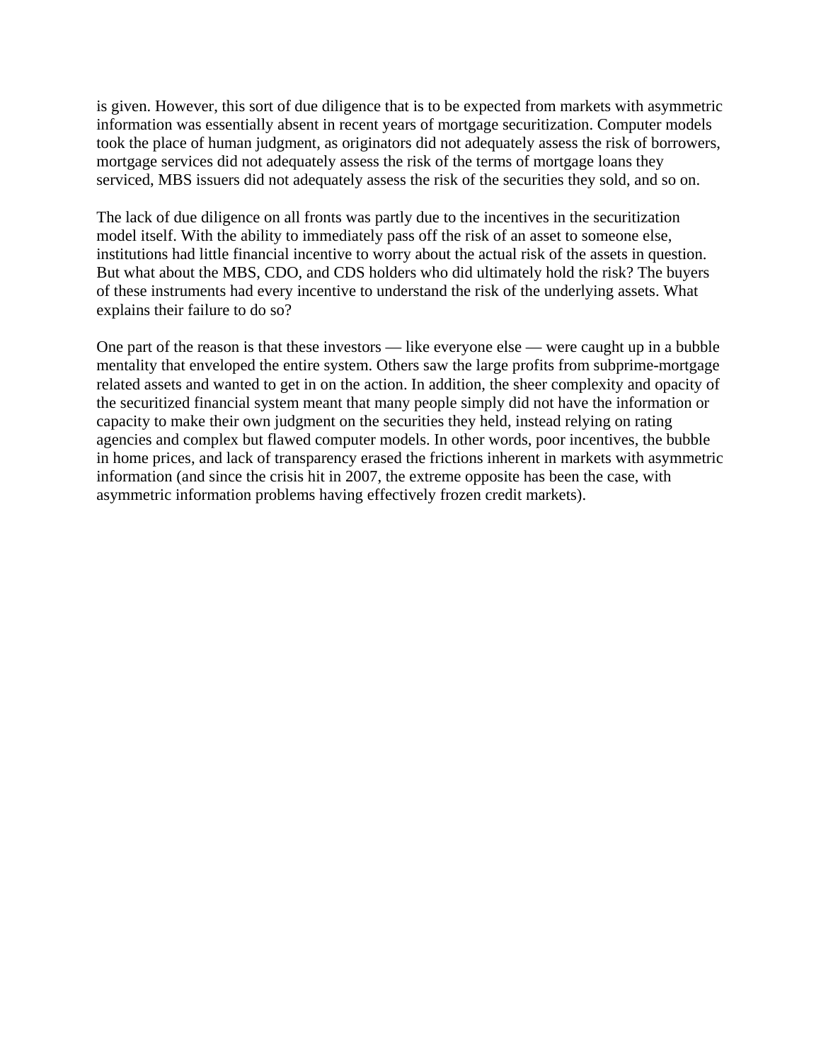is given. However, this sort of due diligence that is to be expected from markets with asymmetric information was essentially absent in recent years of mortgage securitization. Computer models took the place of human judgment, as originators did not adequately assess the risk of borrowers, mortgage services did not adequately assess the risk of the terms of mortgage loans they serviced, MBS issuers did not adequately assess the risk of the securities they sold, and so on.

The lack of due diligence on all fronts was partly due to the incentives in the securitization model itself. With the ability to immediately pass off the risk of an asset to someone else, institutions had little financial incentive to worry about the actual risk of the assets in question. But what about the MBS, CDO, and CDS holders who did ultimately hold the risk? The buyers of these instruments had every incentive to understand the risk of the underlying assets. What explains their failure to do so?

One part of the reason is that these investors — like everyone else — were caught up in a bubble mentality that enveloped the entire system. Others saw the large profits from subprime-mortgage related assets and wanted to get in on the action. In addition, the sheer complexity and opacity of the securitized financial system meant that many people simply did not have the information or capacity to make their own judgment on the securities they held, instead relying on rating agencies and complex but flawed computer models. In other words, poor incentives, the bubble in home prices, and lack of transparency erased the frictions inherent in markets with asymmetric information (and since the crisis hit in 2007, the extreme opposite has been the case, with asymmetric information problems having effectively frozen credit markets).